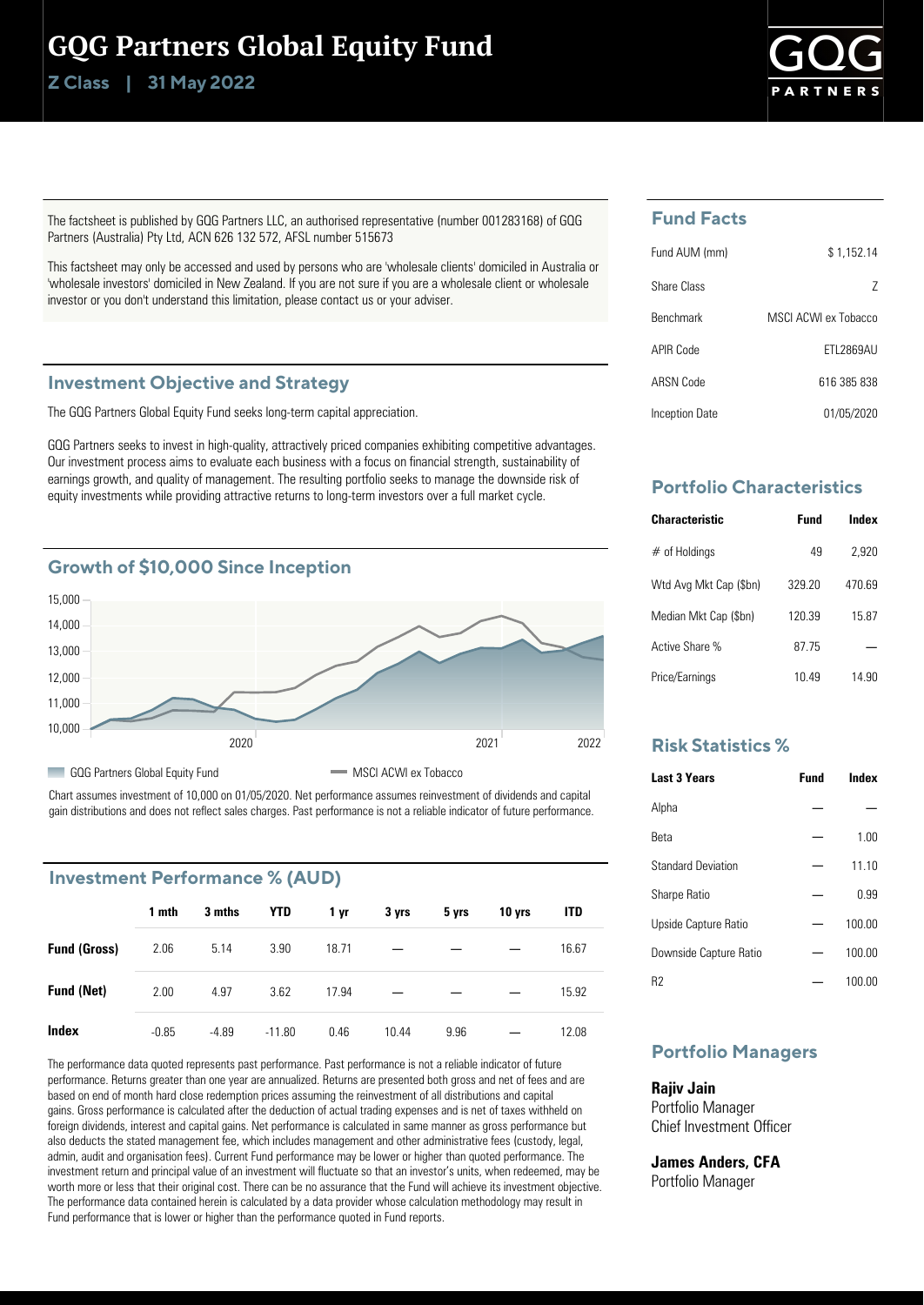# GQG Partners Global Equity Fund

**Z Class | 31 May 2022**

The factsheet is published by GQG Partners LLC, an authorised representative (number 001283168) of GQG Partners (Australia) Pty Ltd, ACN 626 132 572, AFSL number 515673

This factsheet may only be accessed and used by persons who are 'wholesale clients' domiciled in Australia or 'wholesale investors' domiciled in New Zealand. If you are not sure if you are a wholesale client or wholesale investor or you don't understand this limitation, please contact us or your adviser.

## Investment Objective and Strategy

The GQG Partners Global Equity Fund seeks long-term capital appreciation.

GQG Partners seeks to invest in high-quality, attractively priced companies exhibiting competitive advantages. Our investment process aims to evaluate each business with a focus on financial strength, sustainability of earnings growth, and quality of management. The resulting portfolio seeks to manage the downside risk of equity investments while providing attractive returns to long-term investors over a full market cycle.

## Growth of $10,000 Since Inception

GQG Partners Global Equity Fund | MSCI ACWI ex Tobacco

Chart assumes investment of 10,000 on 01/05/2020. Net performance assumes reinvestment of dividends and capital gain distributions and does not reflect sales charges. Past performance is not a reliable indicator of future performance.

## Investment Performance % (AUD)

| | 1 mth | 3 mths | YTD | 1 yr | 3 yrs | 5 yrs | 10 yrs | ITD |
|---|---|---|---|---|---|---|---|---|
| **Fund (Gross)** | 2.06 | 5.14 | 3.90 | 18.71 | — | — | — | 16.67 |
| **Fund (Net)** | 2.00 | 4.97 | 3.62 | 17.94 | — | — | — | 15.92 |
| **Index** | -0.85 | -4.89 | -11.80 | 0.46 | 10.44 | 9.96 | — | 12.08 |

The performance data quoted represents past performance. Past performance is not a reliable indicator of future performance. Returns greater than one year are annualized. Returns are presented both gross and net of fees and are based on end of month hard close redemption prices assuming the reinvestment of all distributions and capital gains. Gross performance is calculated after the deduction of actual trading expenses and is net of taxes withheld on foreign dividends, interest and capital gains. Net performance is calculated in same manner as gross performance but also deducts the stated management fee, which includes management and other administrative fees (custody, legal, admin, audit and organisation fees). Current Fund performance may be lower or higher than quoted performance. The investment return and principal value of an investment will fluctuate so that an investor's units, when redeemed, may be worth more or less that their original cost. There can be no assurance that the Fund will achieve its investment objective. The performance data contained herein is calculated by a data provider whose calculation methodology may result in Fund performance that is lower or higher than the performance quoted in Fund reports.

## Fund Facts

| | |
|---|---|
| Fund AUM (mm) | $ 1,152.14 |
| Share Class | Z |
| Benchmark | MSCI ACWI ex Tobacco |
| APIR Code | ETL2869AU |
| ARSN Code | 616 385 838 |
| Inception Date | 01/05/2020 |

## Portfolio Characteristics

| Characteristic | Fund | Index |
|---|---|---|
| # of Holdings | 49 | 2,920 |
| Wtd Avg Mkt Cap ($bn) | 329.20 | 470.69 |
| Median Mkt Cap ($bn) | 120.39 | 15.87 |
| Active Share % | 87.75 | — |
| Price/Earnings | 10.49 | 14.90 |

## Risk Statistics %

| Last 3 Years | Fund | Index |
|---|---|---|
| Alpha | — | — |
| Beta | — | 1.00 |
| Standard Deviation | — | 11.10 |
| Sharpe Ratio | — | 0.99 |
| Upside Capture Ratio | — | 100.00 |
| Downside Capture Ratio | — | 100.00 |
| R2 | — | 100.00 |

## Portfolio Managers

**Rajiv Jain**
Portfolio Manager
Chief Investment Officer

**James Anders, CFA**
Portfolio Manager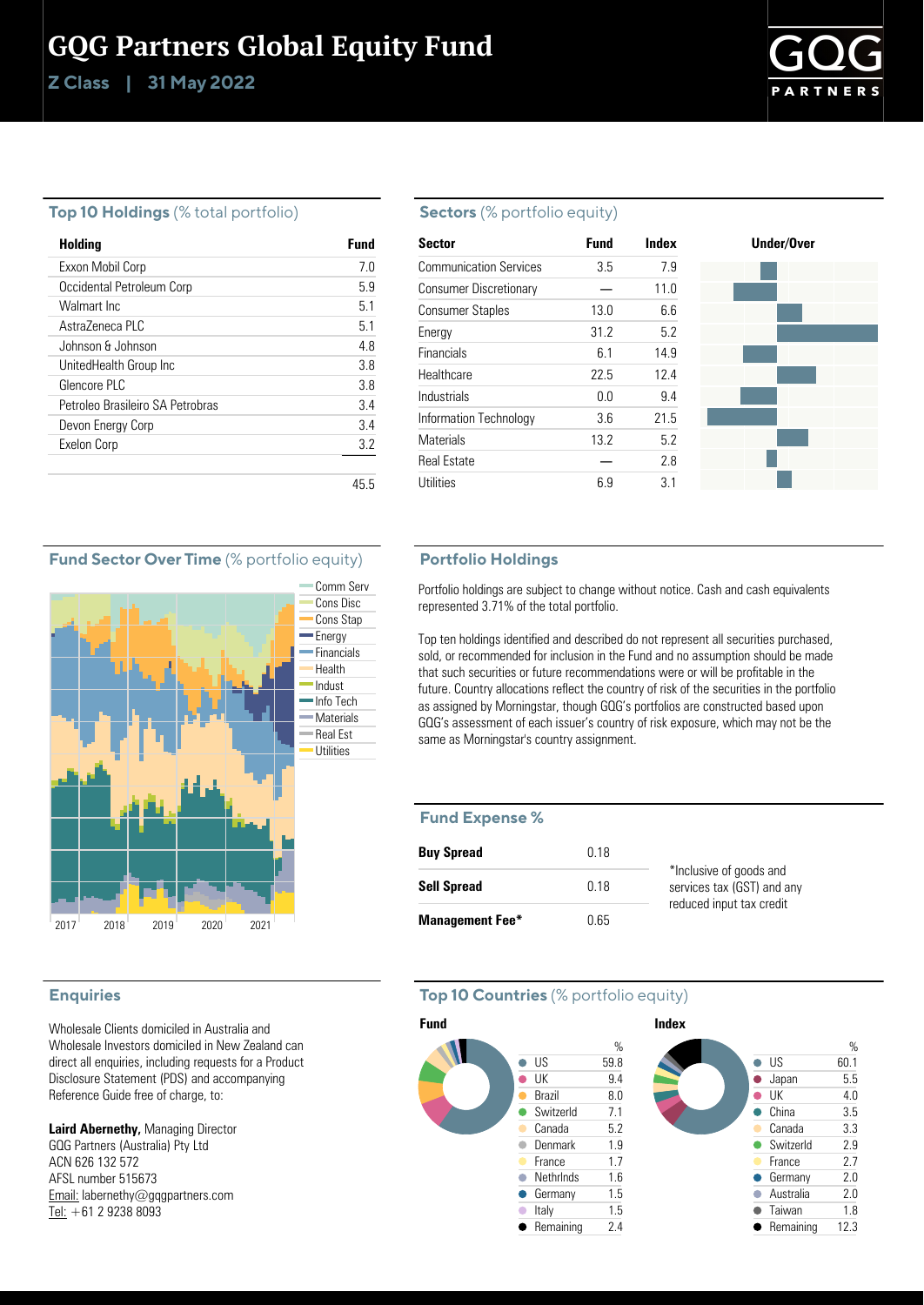# GQG Partners Global Equity Fund

**Z Class | 31 May 2022**

## Top 10 Holdings (% total portfolio)

| Holding | Fund |
|---|---|
| Exxon Mobil Corp | 7.0 |
| Occidental Petroleum Corp | 5.9 |
| Walmart Inc | 5.1 |
| AstraZeneca PLC | 5.1 |
| Johnson & Johnson | 4.8 |
| UnitedHealth Group Inc | 3.8 |
| Glencore PLC | 3.8 |
| Petroleo Brasileiro SA Petrobras | 3.4 |
| Devon Energy Corp | 3.4 |
| Exelon Corp | 3.2 |
| | 45.5 |

## Sectors (% portfolio equity)

| Sector | Fund | Index |
|---|---|---|
| Communication Services | 3.5 | 7.9 |
| Consumer Discretionary | — | 11.0 |
| Consumer Staples | 13.0 | 6.6 |
| Energy | 31.2 | 5.2 |
| Financials | 6.1 | 14.9 |
| Healthcare | 22.5 | 12.4 |
| Industrials | 0.0 | 9.4 |
| Information Technology | 3.6 | 21.5 |
| Materials | 13.2 | 5.2 |
| Real Estate | — | 2.8 |
| Utilities | 6.9 | 3.1 |

## Fund Sector Over Time (% portfolio equity)

Comm Serv, Cons Disc, Cons Stap, Energy, Financials, Health, Indust, Info Tech, Materials, Real Est, Utilities

2017 2018 2019 2020 2021

## Portfolio Holdings

Portfolio holdings are subject to change without notice. Cash and cash equivalents represented 3.71% of the total portfolio.

Top ten holdings identified and described do not represent all securities purchased, sold, or recommended for inclusion in the Fund and no assumption should be made that such securities or future recommendations were or will be profitable in the future. Country allocations reflect the country of risk of the securities in the portfolio as assigned by Morningstar, though GQG's portfolios are constructed based upon GQG's assessment of each issuer's country of risk exposure, which may not be the same as Morningstar's country assignment.

## Fund Expense %

| | |
|---|---|
| **Buy Spread** | 0.18 |
| **Sell Spread** | 0.18 |
| **Management Fee*** | 0.65 |

*Inclusive of goods and services tax (GST) and any reduced input tax credit

## Enquiries

Wholesale Clients domiciled in Australia and Wholesale Investors domiciled in New Zealand can direct all enquiries, including requests for a Product Disclosure Statement (PDS) and accompanying Reference Guide free of charge, to:

**Laird Abernethy,** Managing Director
GQG Partners (Australia) Pty Ltd
ACN 626 132 572
AFSL number 515673
Email: labernethy@gqgpartners.com
Tel: +61 2 9238 8093

## Top 10 Countries (% portfolio equity)

**Fund**

| | % |
|---|---|
| US | 59.8 |
| UK | 9.4 |
| Brazil | 8.0 |
| Switzerld | 7.1 |
| Canada | 5.2 |
| Denmark | 1.9 |
| France | 1.7 |
| Nethrlnds | 1.6 |
| Germany | 1.5 |
| Italy | 1.5 |
| Remaining | 2.4 |

**Index**

| | % |
|---|---|
| US | 60.1 |
| Japan | 5.5 |
| UK | 4.0 |
| China | 3.5 |
| Canada | 3.3 |
| Switzerld | 2.9 |
| France | 2.7 |
| Germany | 2.0 |
| Australia | 2.0 |
| Taiwan | 1.8 |
| Remaining | 12.3 |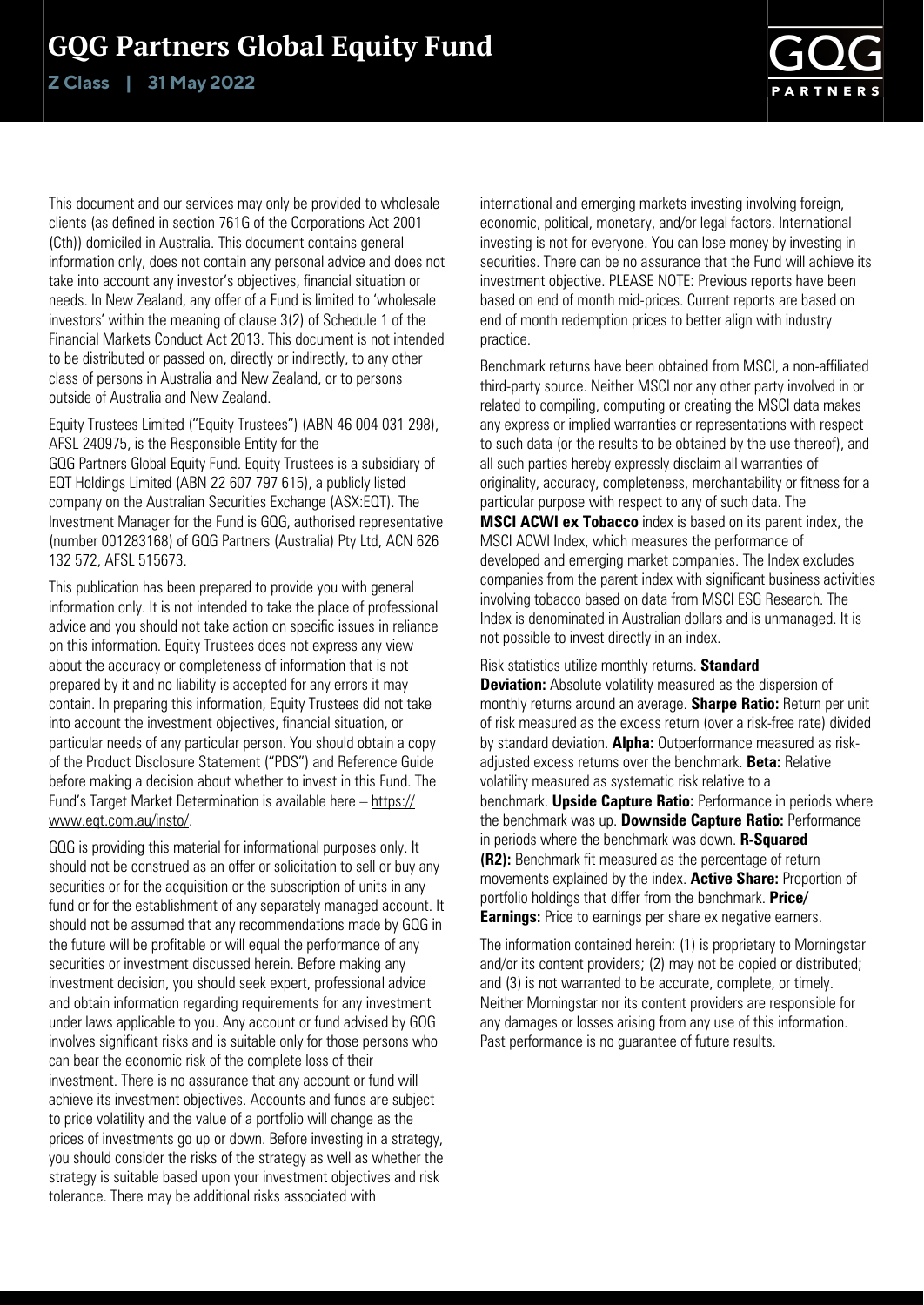This document and our services may only be provided to wholesale clients (as defined in section 761G of the Corporations Act 2001 (Cth)) domiciled in Australia. This document contains general information only, does not contain any personal advice and does not take into account any investor's objectives, financial situation or needs. In New Zealand, any offer of a Fund is limited to 'wholesale investors' within the meaning of clause 3(2) of Schedule 1 of the Financial Markets Conduct Act 2013. This document is not intended to be distributed or passed on, directly or indirectly, to any other class of persons in Australia and New Zealand, or to persons outside of Australia and New Zealand.

Equity Trustees Limited ("Equity Trustees") (ABN 46 004 031 298), AFSL 240975, is the Responsible Entity for the GQG Partners Global Equity Fund. Equity Trustees is a subsidiary of EQT Holdings Limited (ABN 22 607 797 615), a publicly listed company on the Australian Securities Exchange (ASX:EQT). The Investment Manager for the Fund is GQG, authorised representative (number 001283168) of GQG Partners (Australia) Pty Ltd, ACN 626 132 572, AFSL 515673.

This publication has been prepared to provide you with general information only. It is not intended to take the place of professional advice and you should not take action on specific issues in reliance on this information. Equity Trustees does not express any view about the accuracy or completeness of information that is not prepared by it and no liability is accepted for any errors it may contain. In preparing this information, Equity Trustees did not take into account the investment objectives, financial situation, or particular needs of any particular person. You should obtain a copy of the Product Disclosure Statement ("PDS") and Reference Guide before making a decision about whether to invest in this Fund. The Fund's Target Market Determination is available here – https://www.eqt.com.au/insto/.

GQG is providing this material for informational purposes only. It should not be construed as an offer or solicitation to sell or buy any securities or for the acquisition or the subscription of units in any fund or for the establishment of any separately managed account. It should not be assumed that any recommendations made by GQG in the future will be profitable or will equal the performance of any securities or investment discussed herein. Before making any investment decision, you should seek expert, professional advice and obtain information regarding requirements for any investment under laws applicable to you. Any account or fund advised by GQG involves significant risks and is suitable only for those persons who can bear the economic risk of the complete loss of their investment. There is no assurance that any account or fund will achieve its investment objectives. Accounts and funds are subject to price volatility and the value of a portfolio will change as the prices of investments go up or down. Before investing in a strategy, you should consider the risks of the strategy as well as whether the strategy is suitable based upon your investment objectives and risk tolerance. There may be additional risks associated with international and emerging markets investing involving foreign, economic, political, monetary, and/or legal factors. International investing is not for everyone. You can lose money by investing in securities. There can be no assurance that the Fund will achieve its investment objective. PLEASE NOTE: Previous reports have been based on end of month mid-prices. Current reports are based on end of month redemption prices to better align with industry practice.

Benchmark returns have been obtained from MSCI, a non-affiliated third-party source. Neither MSCI nor any other party involved in or related to compiling, computing or creating the MSCI data makes any express or implied warranties or representations with respect to such data (or the results to be obtained by the use thereof), and all such parties hereby expressly disclaim all warranties of originality, accuracy, completeness, merchantability or fitness for a particular purpose with respect to any of such data. The **MSCI ACWI ex Tobacco** index is based on its parent index, the MSCI ACWI Index, which measures the performance of developed and emerging market companies. The Index excludes companies from the parent index with significant business activities involving tobacco based on data from MSCI ESG Research. The Index is denominated in Australian dollars and is unmanaged. It is not possible to invest directly in an index.

Risk statistics utilize monthly returns. **Standard Deviation:** Absolute volatility measured as the dispersion of monthly returns around an average. **Sharpe Ratio:** Return per unit of risk measured as the excess return (over a risk-free rate) divided by standard deviation. **Alpha:** Outperformance measured as risk-adjusted excess returns over the benchmark. **Beta:** Relative volatility measured as systematic risk relative to a benchmark. **Upside Capture Ratio:** Performance in periods where the benchmark was up. **Downside Capture Ratio:** Performance in periods where the benchmark was down. **R-Squared (R2):** Benchmark fit measured as the percentage of return movements explained by the index. **Active Share:** Proportion of portfolio holdings that differ from the benchmark. **Price/Earnings:** Price to earnings per share ex negative earners.

The information contained herein: (1) is proprietary to Morningstar and/or its content providers; (2) may not be copied or distributed; and (3) is not warranted to be accurate, complete, or timely. Neither Morningstar nor its content providers are responsible for any damages or losses arising from any use of this information. Past performance is no guarantee of future results.